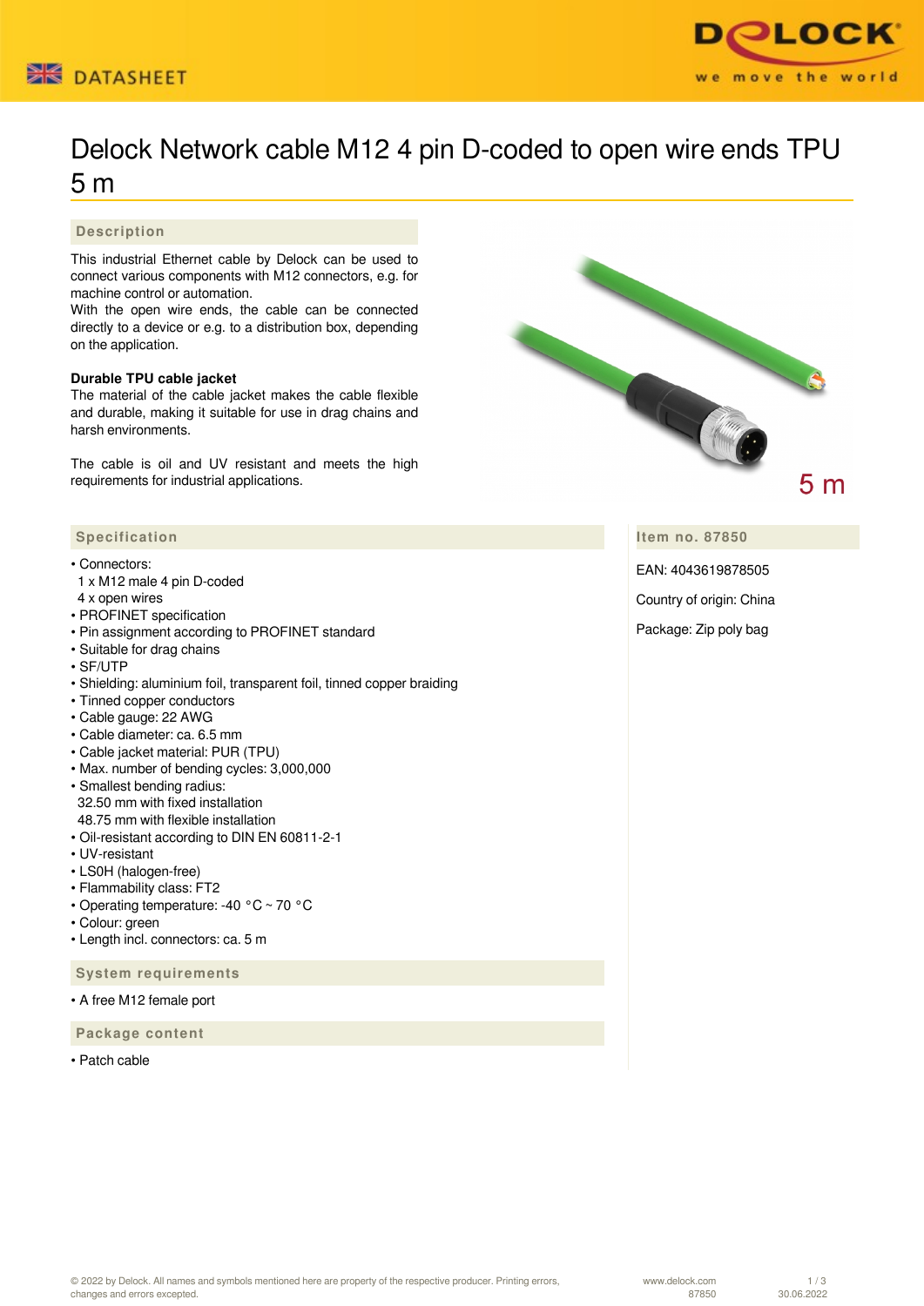DATASHEET

# Delock Network cable M12 4 pin D-coded to open wire ends TPU 5 m

## Description

This industrial Ethernet cable by Delock can be used to connect various components with M12 connectors, e.g. for machine control or automation.
With the open wire ends, the cable can be connected directly to a device or e.g. to a distribution box, depending on the application.

**Durable TPU cable jacket**
The material of the cable jacket makes the cable flexible and durable, making it suitable for use in drag chains and harsh environments.

The cable is oil and UV resistant and meets the high requirements for industrial applications.

5 m

## Specification

- Connectors:
  1 x M12 male 4 pin D-coded
  4 x open wires
- PROFINET specification
- Pin assignment according to PROFINET standard
- Suitable for drag chains
- SF/UTP
- Shielding: aluminium foil, transparent foil, tinned copper braiding
- Tinned copper conductors
- Cable gauge: 22 AWG
- Cable diameter: ca. 6.5 mm
- Cable jacket material: PUR (TPU)
- Max. number of bending cycles: 3,000,000
- Smallest bending radius:
  32.50 mm with fixed installation
  48.75 mm with flexible installation
- Oil-resistant according to DIN EN 60811-2-1
- UV-resistant
- LSOH (halogen-free)
- Flammability class: FT2
- Operating temperature: -40 °C ~ 70 °C
- Colour: green
- Length incl. connectors: ca. 5 m

## System requirements

- A free M12 female port

## Package content

- Patch cable

## Item no. 87850

EAN: 4043619878505

Country of origin: China

Package: Zip poly bag

© 2022 by Delock. All names and symbols mentioned here are property of the respective producer. Printing errors, changes and errors excepted.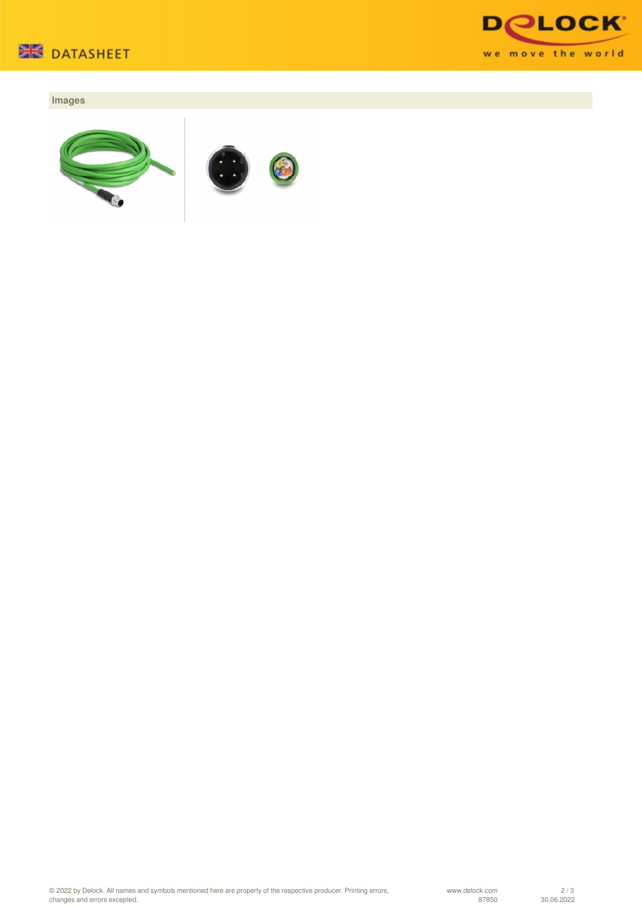## Images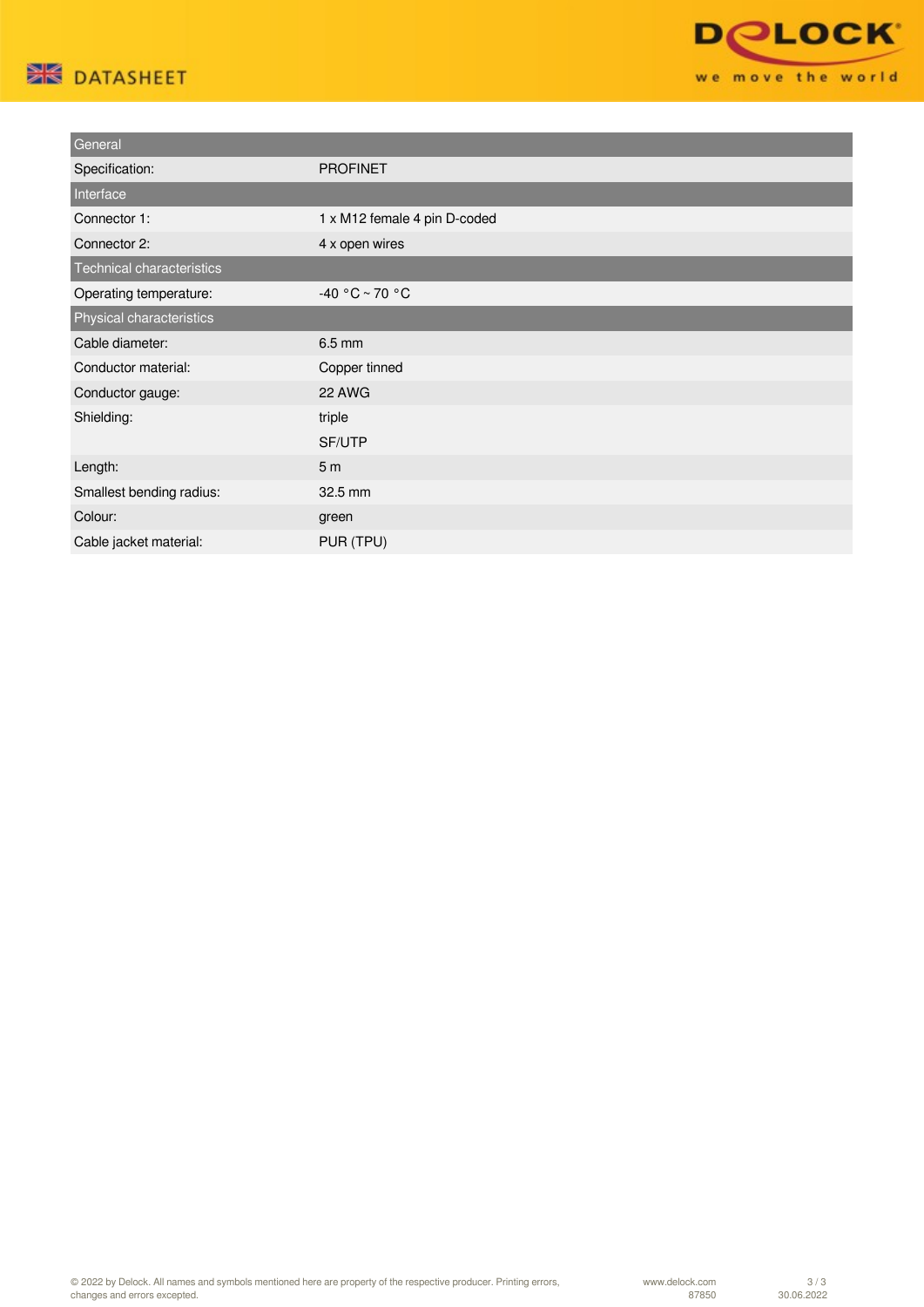| | |
|---|---|
| **General** | |
| Specification: | PROFINET |
| **Interface** | |
| Connector 1: | 1 x M12 female 4 pin D-coded |
| Connector 2: | 4 x open wires |
| **Technical characteristics** | |
| Operating temperature: | -40 °C ~ 70 °C |
| **Physical characteristics** | |
| Cable diameter: | 6.5 mm |
| Conductor material: | Copper tinned |
| Conductor gauge: | 22 AWG |
| Shielding: | triple<br>SF/UTP |
| Length: | 5 m |
| Smallest bending radius: | 32.5 mm |
| Colour: | green |
| Cable jacket material: | PUR (TPU) |

© 2022 by Delock. All names and symbols mentioned here are property of the respective producer. Printing errors, changes and errors excepted.

www.delock.com
87850

30.06.2022